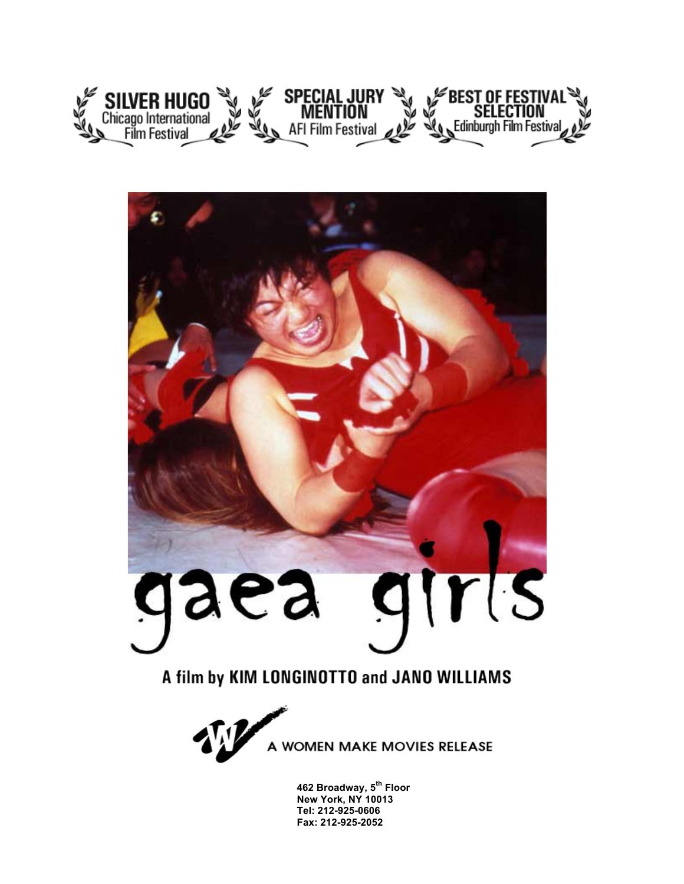SILVER HUGO
Chicago International Film Festival

SPECIAL JURY MENTION
AFI Film Festival

BEST OF FESTIVAL SELECTION
Edinburgh Film Festival

# gaea girls

**A film by KIM LONGINOTTO and JANO WILLIAMS**

A WOMEN MAKE MOVIES RELEASE

**462 Broadway, 5th Floor**
**New York, NY 10013**
**Tel: 212-925-0606**
**Fax: 212-925-2052**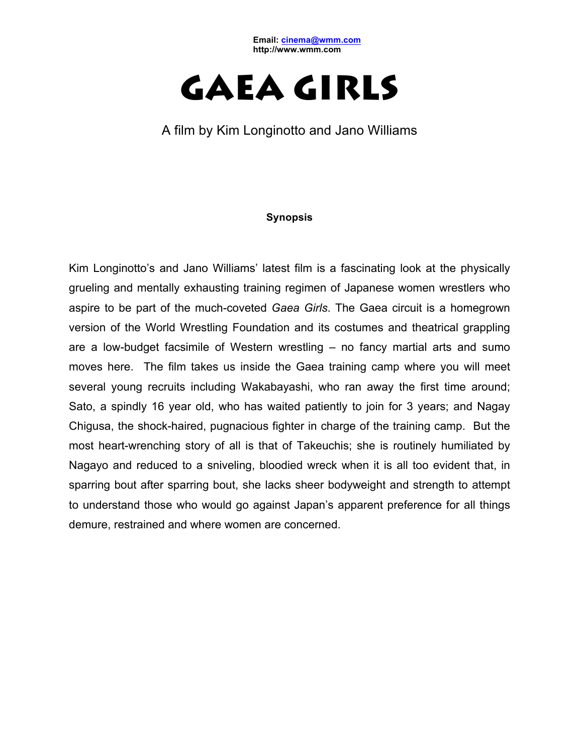**Email: cinema@wmm.com**
**http://www.wmm.com**

# GAEA GIRLS

A film by Kim Longinotto and Jano Williams

**Synopsis**

Kim Longinotto's and Jano Williams' latest film is a fascinating look at the physically grueling and mentally exhausting training regimen of Japanese women wrestlers who aspire to be part of the much-coveted *Gaea Girls*. The Gaea circuit is a homegrown version of the World Wrestling Foundation and its costumes and theatrical grappling are a low-budget facsimile of Western wrestling – no fancy martial arts and sumo moves here. The film takes us inside the Gaea training camp where you will meet several young recruits including Wakabayashi, who ran away the first time around; Sato, a spindly 16 year old, who has waited patiently to join for 3 years; and Nagay Chigusa, the shock-haired, pugnacious fighter in charge of the training camp. But the most heart-wrenching story of all is that of Takeuchis; she is routinely humiliated by Nagayo and reduced to a sniveling, bloodied wreck when it is all too evident that, in sparring bout after sparring bout, she lacks sheer bodyweight and strength to attempt to understand those who would go against Japan's apparent preference for all things demure, restrained and where women are concerned.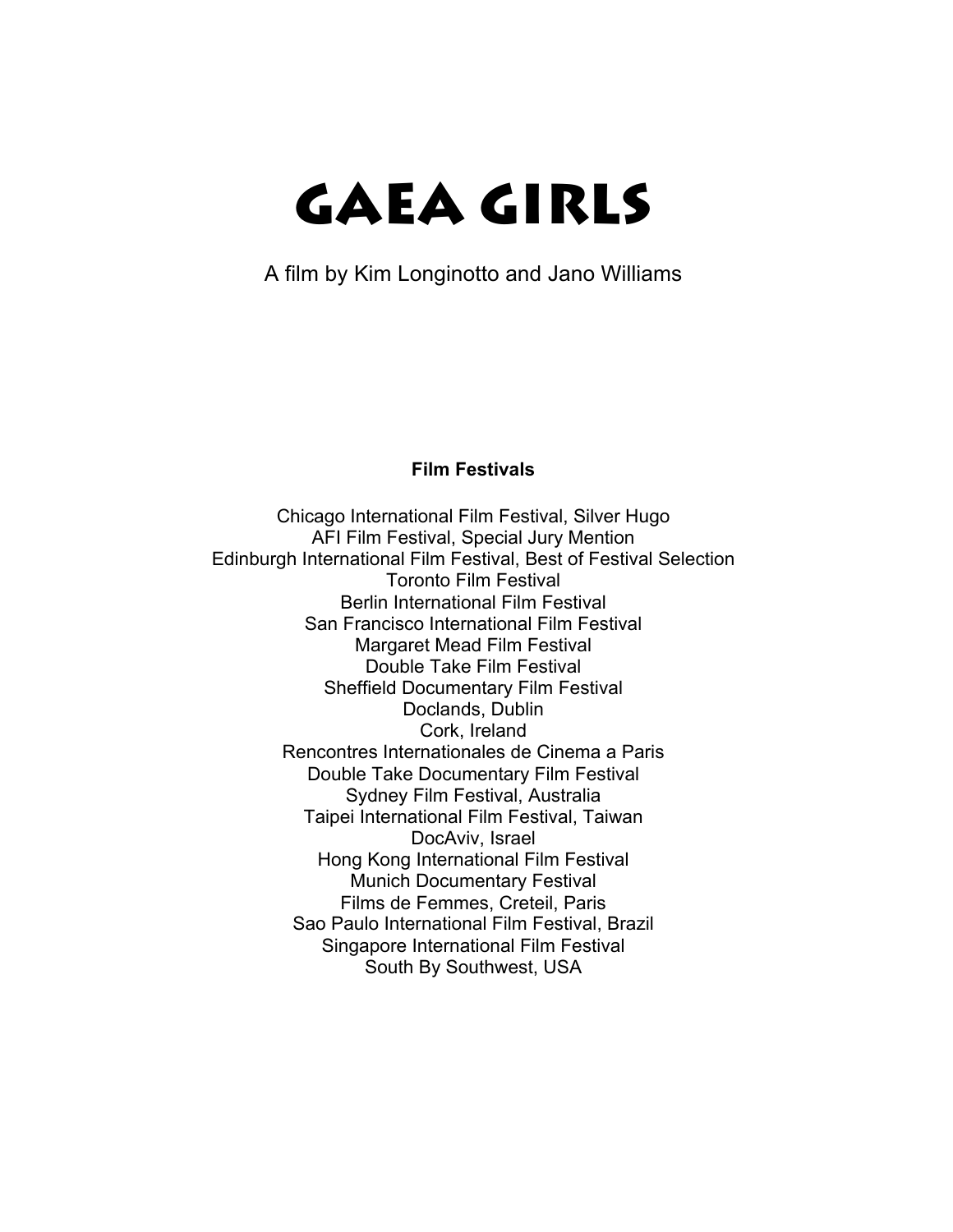# GAEA GIRLS

A film by Kim Longinotto and Jano Williams

**Film Festivals**

Chicago International Film Festival, Silver Hugo
AFI Film Festival, Special Jury Mention
Edinburgh International Film Festival, Best of Festival Selection
Toronto Film Festival
Berlin International Film Festival
San Francisco International Film Festival
Margaret Mead Film Festival
Double Take Film Festival
Sheffield Documentary Film Festival
Doclands, Dublin
Cork, Ireland
Rencontres Internationales de Cinema a Paris
Double Take Documentary Film Festival
Sydney Film Festival, Australia
Taipei International Film Festival, Taiwan
DocAviv, Israel
Hong Kong International Film Festival
Munich Documentary Festival
Films de Femmes, Creteil, Paris
Sao Paulo International Film Festival, Brazil
Singapore International Film Festival
South By Southwest, USA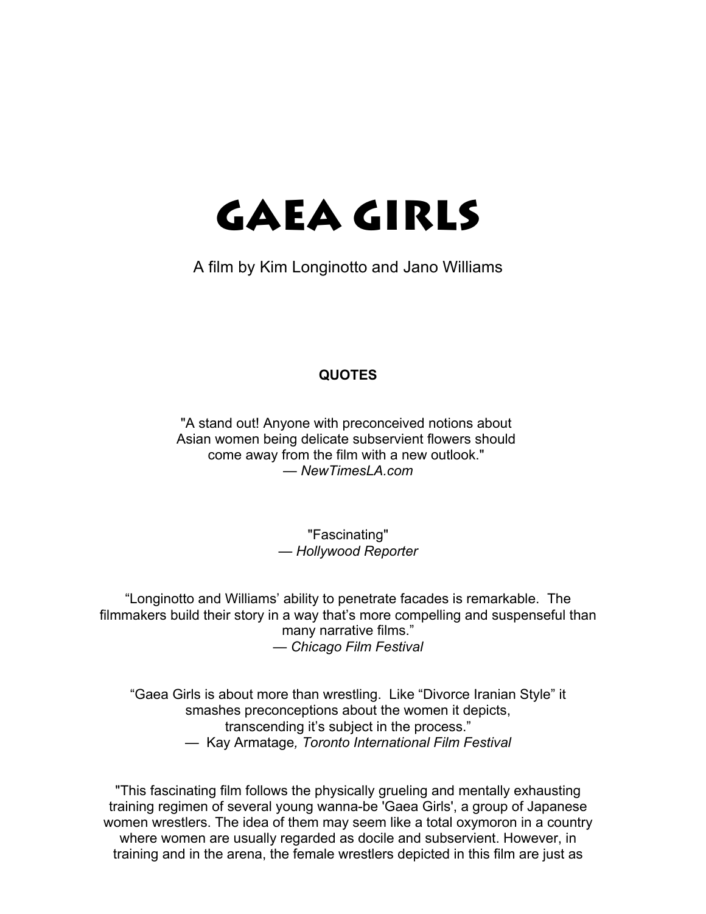# GAEA GIRLS

A film by Kim Longinotto and Jano Williams

**QUOTES**

"A stand out! Anyone with preconceived notions about Asian women being delicate subservient flowers should come away from the film with a new outlook."
— *NewTimesLA.com*

"Fascinating"
— *Hollywood Reporter*

"Longinotto and Williams' ability to penetrate facades is remarkable. The filmmakers build their story in a way that's more compelling and suspenseful than many narrative films."
— *Chicago Film Festival*

"Gaea Girls is about more than wrestling. Like "Divorce Iranian Style" it smashes preconceptions about the women it depicts, transcending it's subject in the process."
— Kay Armatage*, Toronto International Film Festival*

"This fascinating film follows the physically grueling and mentally exhausting training regimen of several young wanna-be 'Gaea Girls', a group of Japanese women wrestlers. The idea of them may seem like a total oxymoron in a country where women are usually regarded as docile and subservient. However, in training and in the arena, the female wrestlers depicted in this film are just as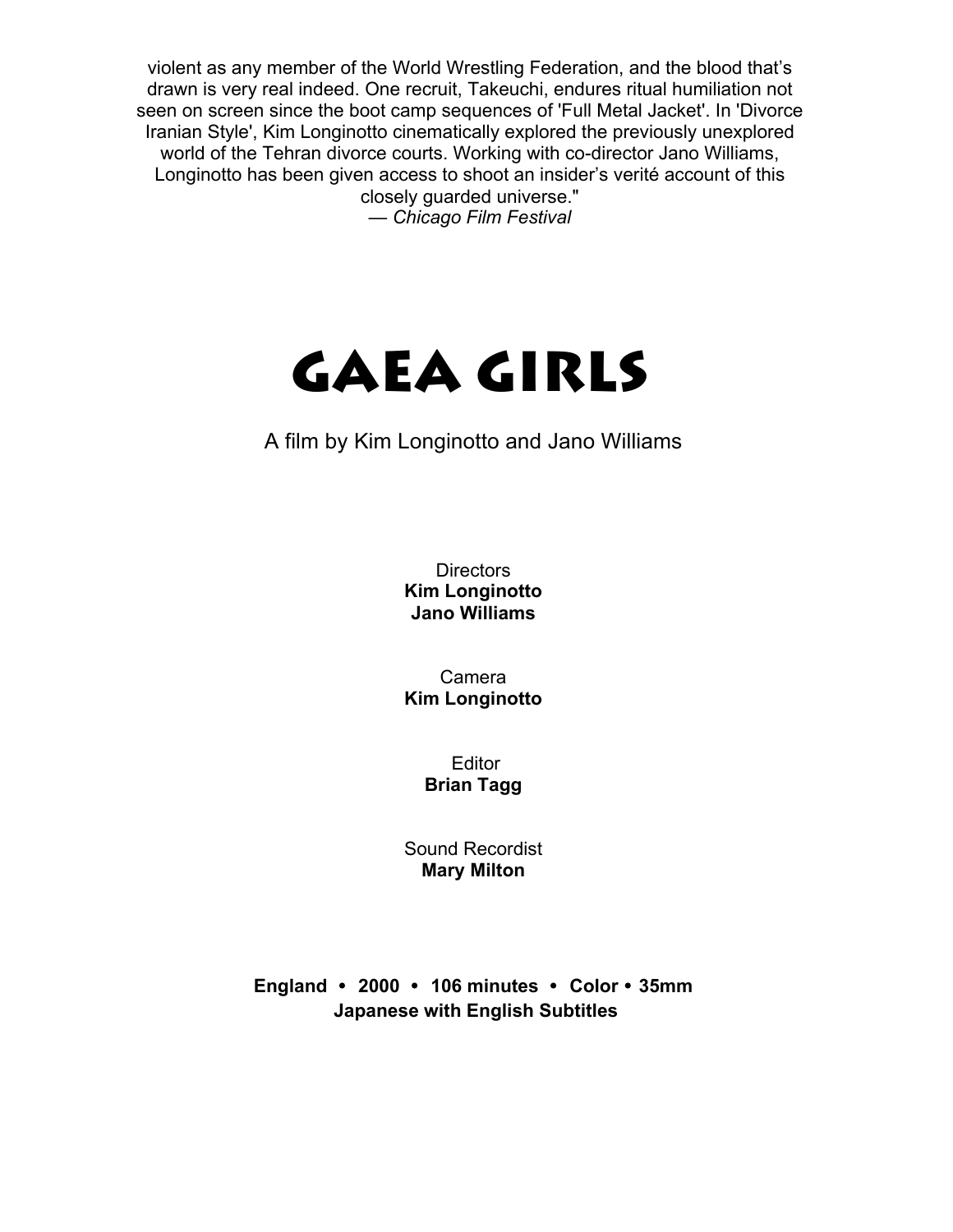violent as any member of the World Wrestling Federation, and the blood that's drawn is very real indeed. One recruit, Takeuchi, endures ritual humiliation not seen on screen since the boot camp sequences of 'Full Metal Jacket'. In 'Divorce Iranian Style', Kim Longinotto cinematically explored the previously unexplored world of the Tehran divorce courts. Working with co-director Jano Williams, Longinotto has been given access to shoot an insider's verité account of this closely guarded universe."
— *Chicago Film Festival*

# GAEA GIRLS

A film by Kim Longinotto and Jano Williams

Directors
**Kim Longinotto**
**Jano Williams**

Camera
**Kim Longinotto**

Editor
**Brian Tagg**

Sound Recordist
**Mary Milton**

**England • 2000 • 106 minutes • Color • 35mm**
**Japanese with English Subtitles**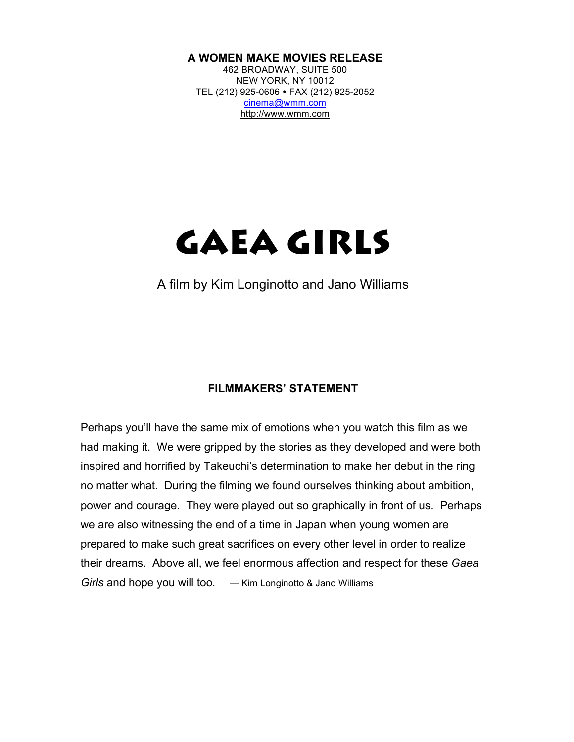**A WOMEN MAKE MOVIES RELEASE**
462 BROADWAY, SUITE 500
NEW YORK, NY 10012
TEL (212) 925-0606 • FAX (212) 925-2052
cinema@wmm.com
http://www.wmm.com

# GAEA GIRLS

A film by Kim Longinotto and Jano Williams

## FILMMAKERS' STATEMENT

Perhaps you'll have the same mix of emotions when you watch this film as we had making it. We were gripped by the stories as they developed and were both inspired and horrified by Takeuchi's determination to make her debut in the ring no matter what. During the filming we found ourselves thinking about ambition, power and courage. They were played out so graphically in front of us. Perhaps we are also witnessing the end of a time in Japan when young women are prepared to make such great sacrifices on every other level in order to realize their dreams. Above all, we feel enormous affection and respect for these *Gaea Girls* and hope you will too. — Kim Longinotto & Jano Williams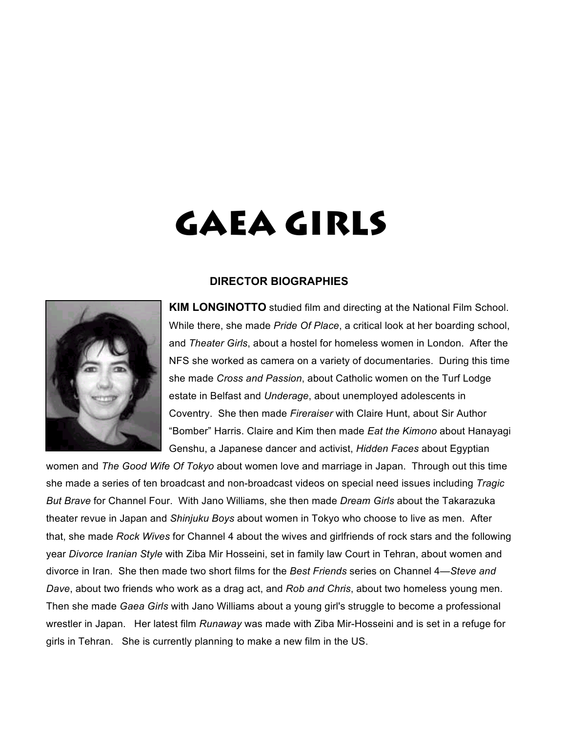# GAEA GIRLS

## DIRECTOR BIOGRAPHIES

**KIM LONGINOTTO** studied film and directing at the National Film School. While there, she made *Pride Of Place*, a critical look at her boarding school, and *Theater Girls*, about a hostel for homeless women in London. After the NFS she worked as camera on a variety of documentaries. During this time she made *Cross and Passion*, about Catholic women on the Turf Lodge estate in Belfast and *Underage*, about unemployed adolescents in Coventry. She then made *Fireraiser* with Claire Hunt, about Sir Author "Bomber" Harris. Claire and Kim then made *Eat the Kimono* about Hanayagi Genshu, a Japanese dancer and activist, *Hidden Faces* about Egyptian women and *The Good Wife Of Tokyo* about women love and marriage in Japan. Through out this time she made a series of ten broadcast and non-broadcast videos on special need issues including *Tragic But Brave* for Channel Four. With Jano Williams, she then made *Dream Girls* about the Takarazuka theater revue in Japan and *Shinjuku Boys* about women in Tokyo who choose to live as men. After that, she made *Rock Wives* for Channel 4 about the wives and girlfriends of rock stars and the following year *Divorce Iranian Style* with Ziba Mir Hosseini, set in family law Court in Tehran, about women and divorce in Iran. She then made two short films for the *Best Friends* series on Channel 4—*Steve and Dave*, about two friends who work as a drag act, and *Rob and Chris*, about two homeless young men. Then she made *Gaea Girls* with Jano Williams about a young girl's struggle to become a professional wrestler in Japan. Her latest film *Runaway* was made with Ziba Mir-Hosseini and is set in a refuge for girls in Tehran. She is currently planning to make a new film in the US.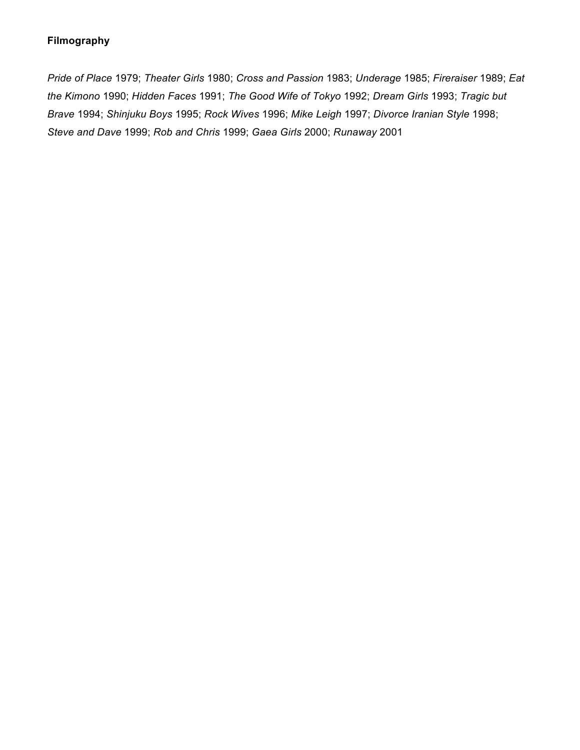**Filmography**

*Pride of Place* 1979; *Theater Girls* 1980; *Cross and Passion* 1983; *Underage* 1985; *Fireraiser* 1989; *Eat the Kimono* 1990; *Hidden Faces* 1991; *The Good Wife of Tokyo* 1992; *Dream Girls* 1993; *Tragic but Brave* 1994; *Shinjuku Boys* 1995; *Rock Wives* 1996; *Mike Leigh* 1997; *Divorce Iranian Style* 1998; *Steve and Dave* 1999; *Rob and Chris* 1999; *Gaea Girls* 2000; *Runaway* 2001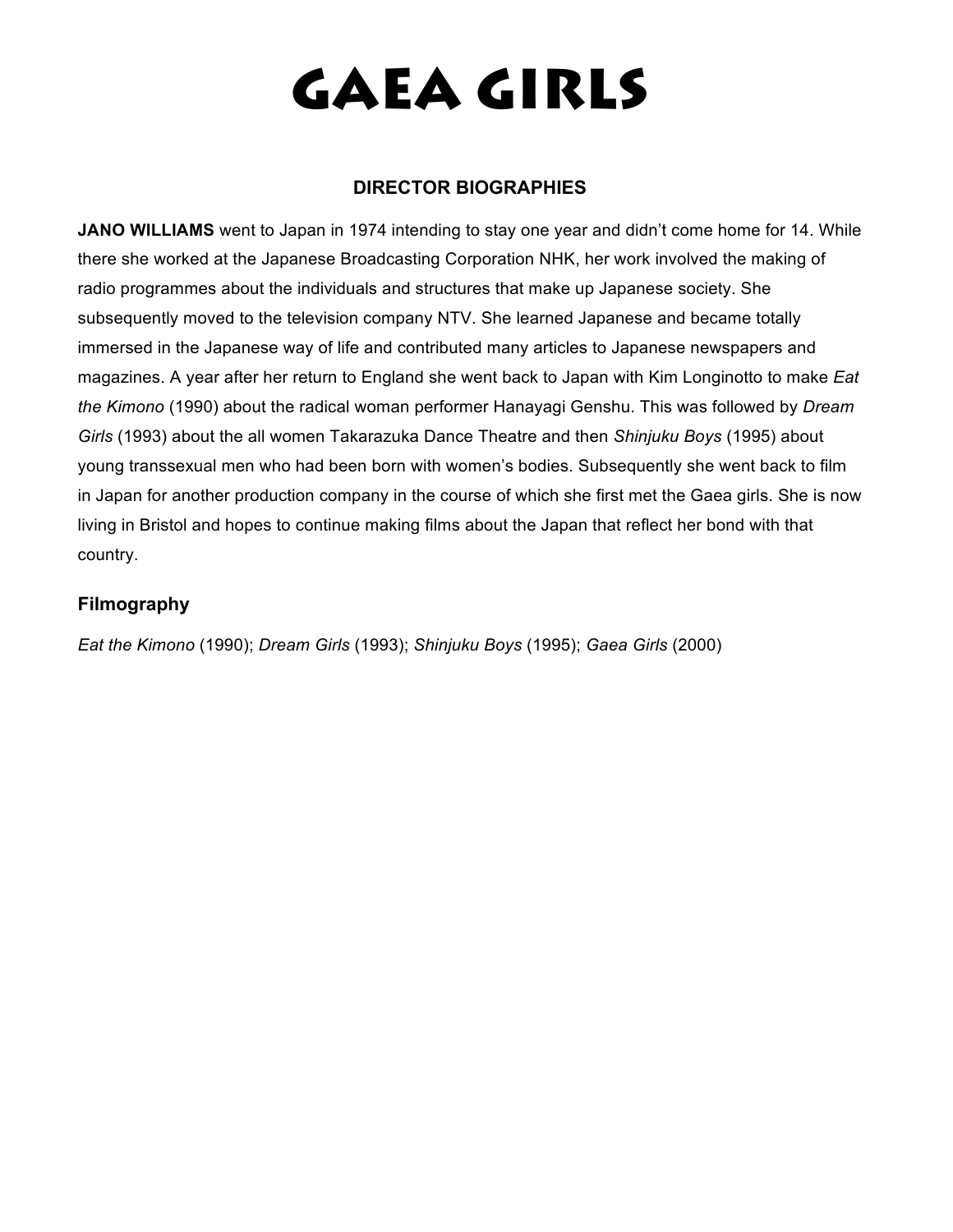# GAEA GIRLS

## DIRECTOR BIOGRAPHIES

**JANO WILLIAMS** went to Japan in 1974 intending to stay one year and didn't come home for 14. While there she worked at the Japanese Broadcasting Corporation NHK, her work involved the making of radio programmes about the individuals and structures that make up Japanese society. She subsequently moved to the television company NTV. She learned Japanese and became totally immersed in the Japanese way of life and contributed many articles to Japanese newspapers and magazines. A year after her return to England she went back to Japan with Kim Longinotto to make *Eat the Kimono* (1990) about the radical woman performer Hanayagi Genshu. This was followed by *Dream Girls* (1993) about the all women Takarazuka Dance Theatre and then *Shinjuku Boys* (1995) about young transsexual men who had been born with women's bodies. Subsequently she went back to film in Japan for another production company in the course of which she first met the Gaea girls. She is now living in Bristol and hopes to continue making films about the Japan that reflect her bond with that country.

### Filmography

*Eat the Kimono* (1990); *Dream Girls* (1993); *Shinjuku Boys* (1995); *Gaea Girls* (2000)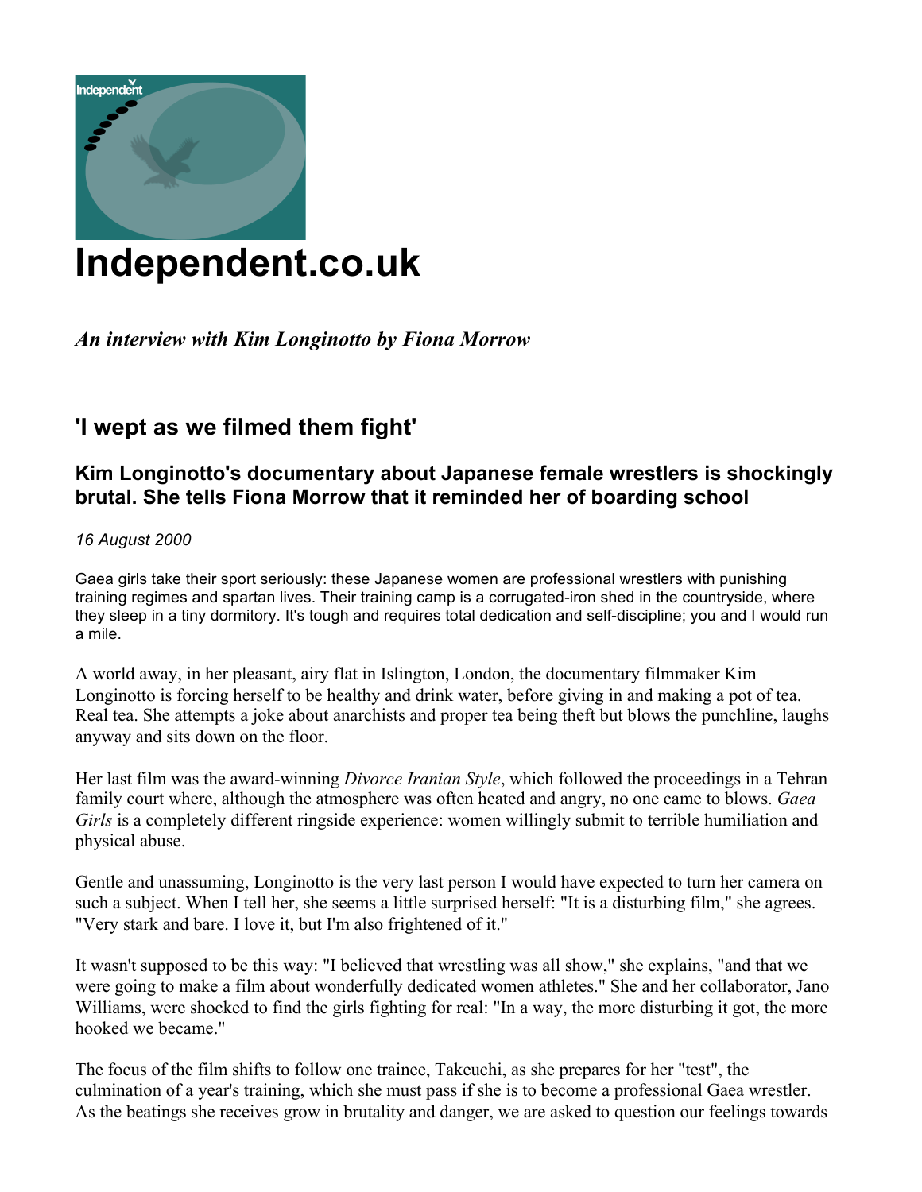# Independent.co.uk

*An interview with Kim Longinotto by Fiona Morrow*

## 'I wept as we filmed them fight'

### Kim Longinotto's documentary about Japanese female wrestlers is shockingly brutal. She tells Fiona Morrow that it reminded her of boarding school

*16 August 2000*

Gaea girls take their sport seriously: these Japanese women are professional wrestlers with punishing training regimes and spartan lives. Their training camp is a corrugated-iron shed in the countryside, where they sleep in a tiny dormitory. It's tough and requires total dedication and self-discipline; you and I would run a mile.

A world away, in her pleasant, airy flat in Islington, London, the documentary filmmaker Kim Longinotto is forcing herself to be healthy and drink water, before giving in and making a pot of tea. Real tea. She attempts a joke about anarchists and proper tea being theft but blows the punchline, laughs anyway and sits down on the floor.

Her last film was the award-winning *Divorce Iranian Style*, which followed the proceedings in a Tehran family court where, although the atmosphere was often heated and angry, no one came to blows. *Gaea Girls* is a completely different ringside experience: women willingly submit to terrible humiliation and physical abuse.

Gentle and unassuming, Longinotto is the very last person I would have expected to turn her camera on such a subject. When I tell her, she seems a little surprised herself: "It is a disturbing film," she agrees. "Very stark and bare. I love it, but I'm also frightened of it."

It wasn't supposed to be this way: "I believed that wrestling was all show," she explains, "and that we were going to make a film about wonderfully dedicated women athletes." She and her collaborator, Jano Williams, were shocked to find the girls fighting for real: "In a way, the more disturbing it got, the more hooked we became."

The focus of the film shifts to follow one trainee, Takeuchi, as she prepares for her "test", the culmination of a year's training, which she must pass if she is to become a professional Gaea wrestler. As the beatings she receives grow in brutality and danger, we are asked to question our feelings towards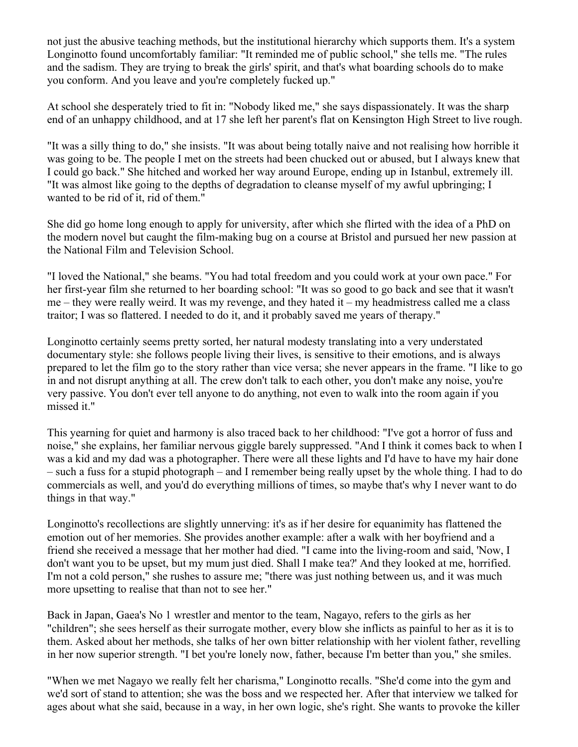not just the abusive teaching methods, but the institutional hierarchy which supports them. It's a system Longinotto found uncomfortably familiar: "It reminded me of public school," she tells me. "The rules and the sadism. They are trying to break the girls' spirit, and that's what boarding schools do to make you conform. And you leave and you're completely fucked up."

At school she desperately tried to fit in: "Nobody liked me," she says dispassionately. It was the sharp end of an unhappy childhood, and at 17 she left her parent's flat on Kensington High Street to live rough.

"It was a silly thing to do," she insists. "It was about being totally naive and not realising how horrible it was going to be. The people I met on the streets had been chucked out or abused, but I always knew that I could go back." She hitched and worked her way around Europe, ending up in Istanbul, extremely ill. "It was almost like going to the depths of degradation to cleanse myself of my awful upbringing; I wanted to be rid of it, rid of them."

She did go home long enough to apply for university, after which she flirted with the idea of a PhD on the modern novel but caught the film-making bug on a course at Bristol and pursued her new passion at the National Film and Television School.

"I loved the National," she beams. "You had total freedom and you could work at your own pace." For her first-year film she returned to her boarding school: "It was so good to go back and see that it wasn't me – they were really weird. It was my revenge, and they hated it – my headmistress called me a class traitor; I was so flattered. I needed to do it, and it probably saved me years of therapy."

Longinotto certainly seems pretty sorted, her natural modesty translating into a very understated documentary style: she follows people living their lives, is sensitive to their emotions, and is always prepared to let the film go to the story rather than vice versa; she never appears in the frame. "I like to go in and not disrupt anything at all. The crew don't talk to each other, you don't make any noise, you're very passive. You don't ever tell anyone to do anything, not even to walk into the room again if you missed it."

This yearning for quiet and harmony is also traced back to her childhood: "I've got a horror of fuss and noise," she explains, her familiar nervous giggle barely suppressed. "And I think it comes back to when I was a kid and my dad was a photographer. There were all these lights and I'd have to have my hair done – such a fuss for a stupid photograph – and I remember being really upset by the whole thing. I had to do commercials as well, and you'd do everything millions of times, so maybe that's why I never want to do things in that way."

Longinotto's recollections are slightly unnerving: it's as if her desire for equanimity has flattened the emotion out of her memories. She provides another example: after a walk with her boyfriend and a friend she received a message that her mother had died. "I came into the living-room and said, 'Now, I don't want you to be upset, but my mum just died. Shall I make tea?' And they looked at me, horrified. I'm not a cold person," she rushes to assure me; "there was just nothing between us, and it was much more upsetting to realise that than not to see her."

Back in Japan, Gaea's No 1 wrestler and mentor to the team, Nagayo, refers to the girls as her "children"; she sees herself as their surrogate mother, every blow she inflicts as painful to her as it is to them. Asked about her methods, she talks of her own bitter relationship with her violent father, revelling in her now superior strength. "I bet you're lonely now, father, because I'm better than you," she smiles.

"When we met Nagayo we really felt her charisma," Longinotto recalls. "She'd come into the gym and we'd sort of stand to attention; she was the boss and we respected her. After that interview we talked for ages about what she said, because in a way, in her own logic, she's right. She wants to provoke the killer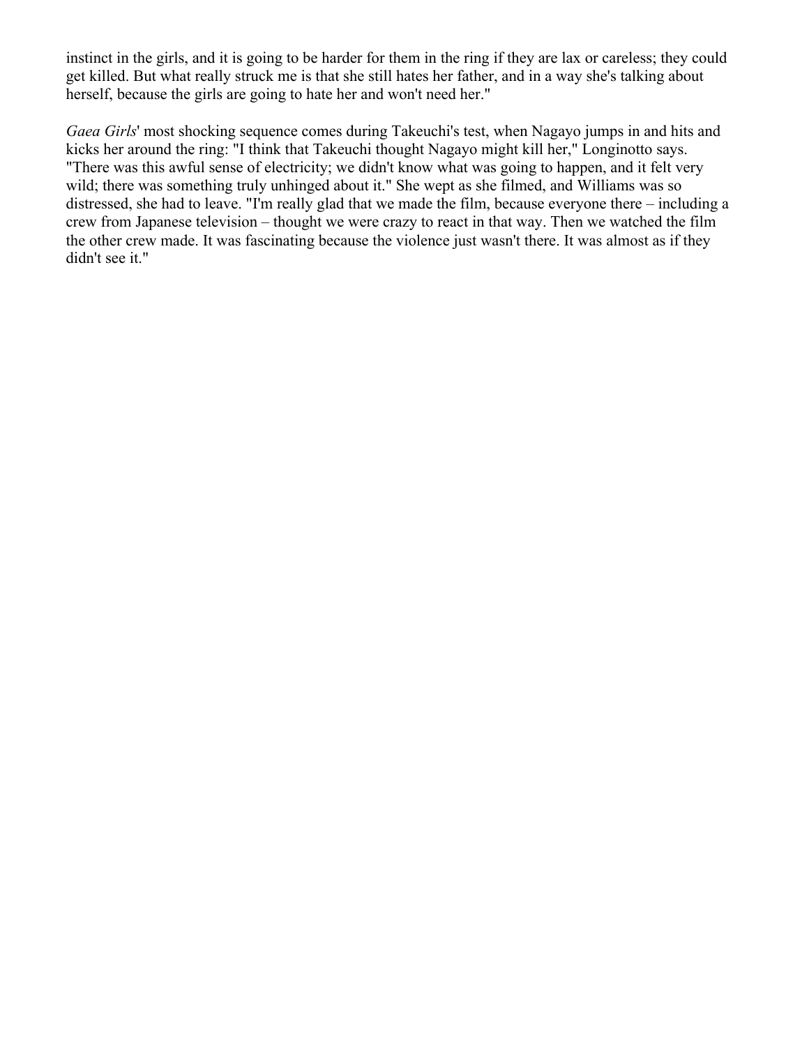instinct in the girls, and it is going to be harder for them in the ring if they are lax or careless; they could get killed. But what really struck me is that she still hates her father, and in a way she's talking about herself, because the girls are going to hate her and won't need her."

*Gaea Girls*' most shocking sequence comes during Takeuchi's test, when Nagayo jumps in and hits and kicks her around the ring: "I think that Takeuchi thought Nagayo might kill her," Longinotto says. "There was this awful sense of electricity; we didn't know what was going to happen, and it felt very wild; there was something truly unhinged about it." She wept as she filmed, and Williams was so distressed, she had to leave. "I'm really glad that we made the film, because everyone there – including a crew from Japanese television – thought we were crazy to react in that way. Then we watched the film the other crew made. It was fascinating because the violence just wasn't there. It was almost as if they didn't see it."